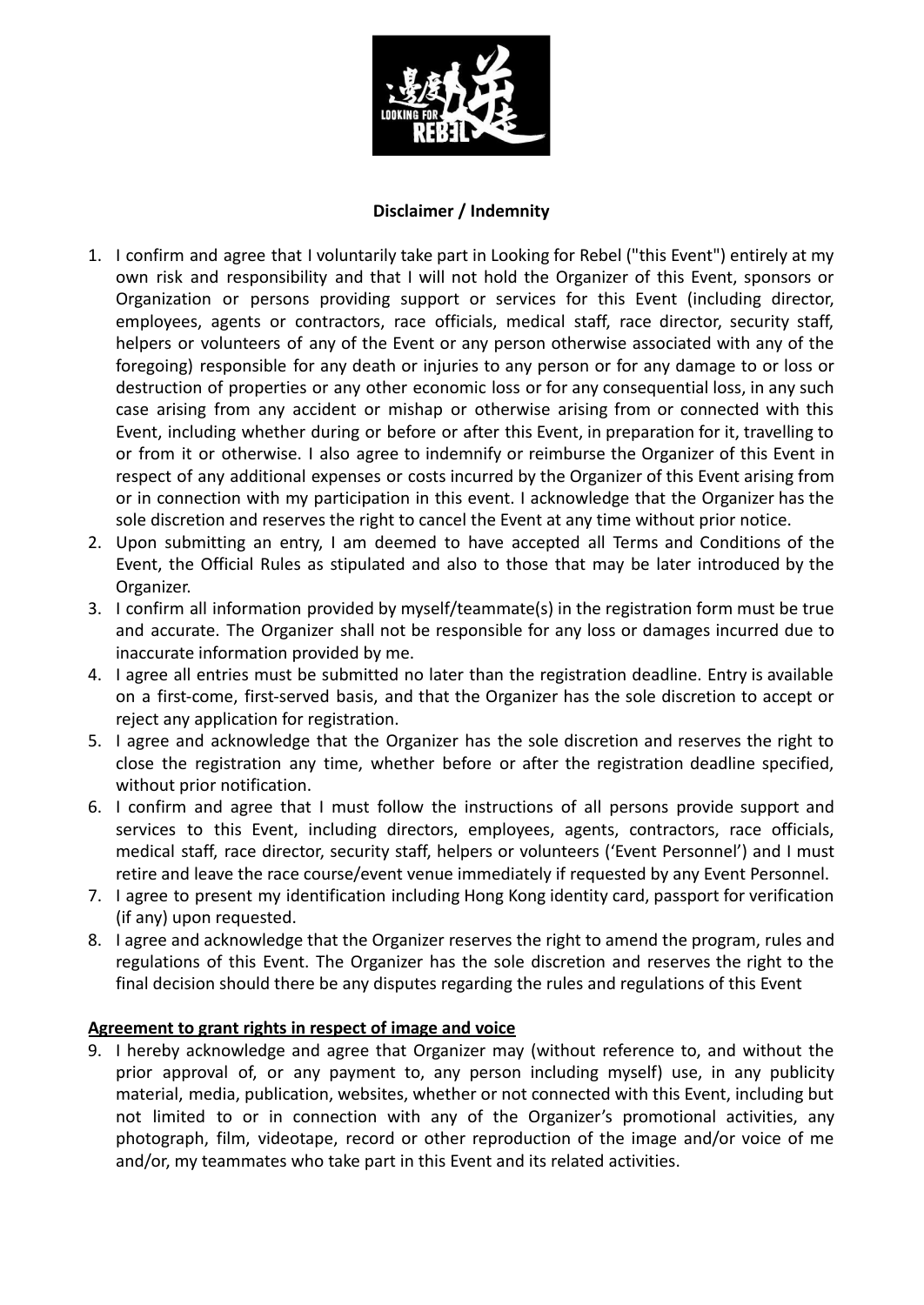**Disclaimer / Indemnity**

1. I confirm and agree that I voluntarily take part in Looking for Rebel ("this Event") entirely at my own risk and responsibility and that I will not hold the Organizer of this Event, sponsors or Organization or persons providing support or services for this Event (including director, employees, agents or contractors, race officials, medical staff, race director, security staff, helpers or volunteers of any of the Event or any person otherwise associated with any of the foregoing) responsible for any death or injuries to any person or for any damage to or loss or destruction of properties or any other economic loss or for any consequential loss, in any such case arising from any accident or mishap or otherwise arising from or connected with this Event, including whether during or before or after this Event, in preparation for it, travelling to or from it or otherwise. I also agree to indemnify or reimburse the Organizer of this Event in respect of any additional expenses or costs incurred by the Organizer of this Event arising from or in connection with my participation in this event. I acknowledge that the Organizer has the sole discretion and reserves the right to cancel the Event at any time without prior notice.
2. Upon submitting an entry, I am deemed to have accepted all Terms and Conditions of the Event, the Official Rules as stipulated and also to those that may be later introduced by the Organizer.
3. I confirm all information provided by myself/teammate(s) in the registration form must be true and accurate. The Organizer shall not be responsible for any loss or damages incurred due to inaccurate information provided by me.
4. I agree all entries must be submitted no later than the registration deadline. Entry is available on a first-come, first-served basis, and that the Organizer has the sole discretion to accept or reject any application for registration.
5. I agree and acknowledge that the Organizer has the sole discretion and reserves the right to close the registration any time, whether before or after the registration deadline specified, without prior notification.
6. I confirm and agree that I must follow the instructions of all persons provide support and services to this Event, including directors, employees, agents, contractors, race officials, medical staff, race director, security staff, helpers or volunteers ('Event Personnel') and I must retire and leave the race course/event venue immediately if requested by any Event Personnel.
7. I agree to present my identification including Hong Kong identity card, passport for verification (if any) upon requested.
8. I agree and acknowledge that the Organizer reserves the right to amend the program, rules and regulations of this Event. The Organizer has the sole discretion and reserves the right to the final decision should there be any disputes regarding the rules and regulations of this Event

**Agreement to grant rights in respect of image and voice**

9. I hereby acknowledge and agree that Organizer may (without reference to, and without the prior approval of, or any payment to, any person including myself) use, in any publicity material, media, publication, websites, whether or not connected with this Event, including but not limited to or in connection with any of the Organizer's promotional activities, any photograph, film, videotape, record or other reproduction of the image and/or voice of me and/or, my teammates who take part in this Event and its related activities.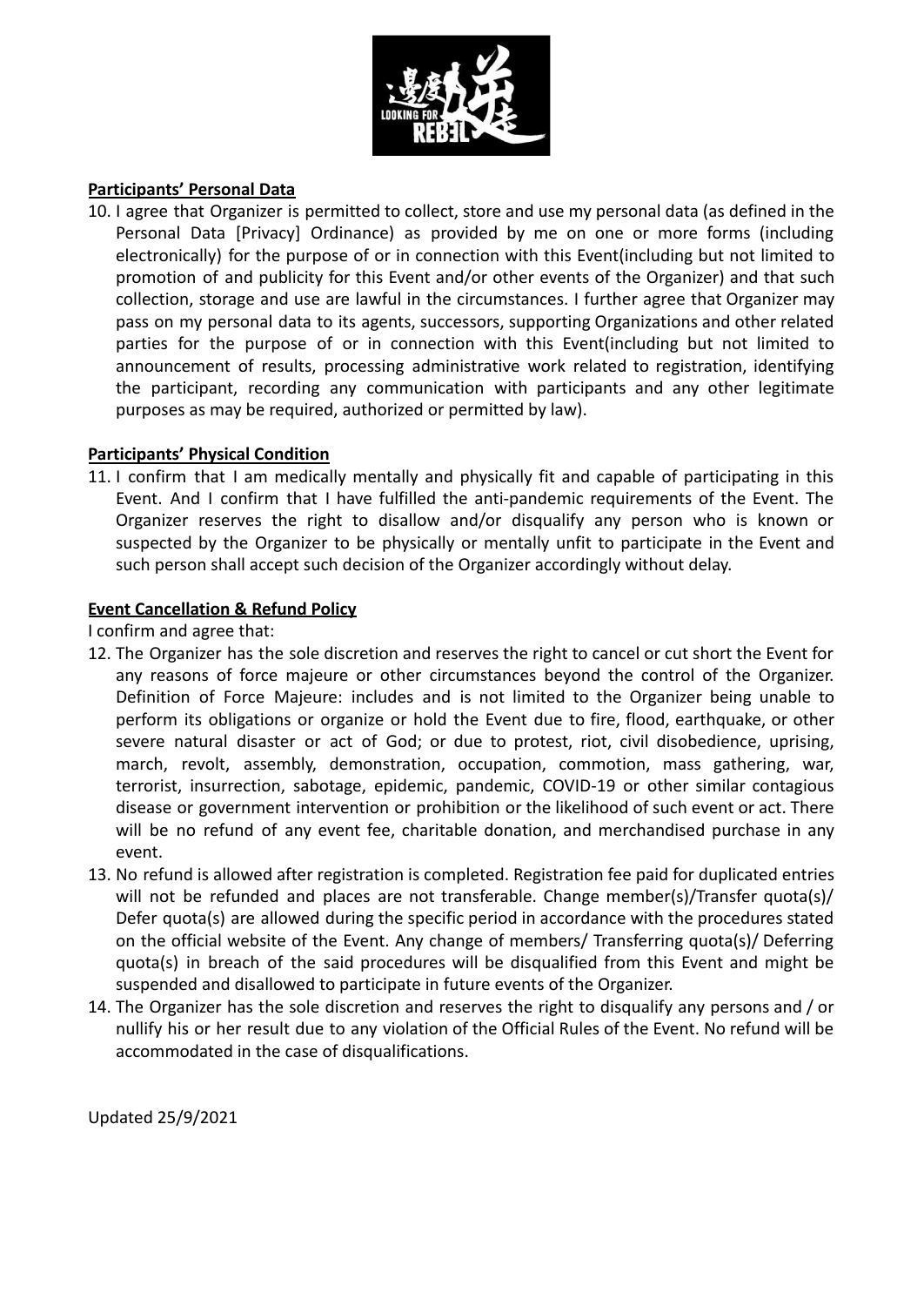**Participants' Personal Data**

10. I agree that Organizer is permitted to collect, store and use my personal data (as defined in the Personal Data [Privacy] Ordinance) as provided by me on one or more forms (including electronically) for the purpose of or in connection with this Event(including but not limited to promotion of and publicity for this Event and/or other events of the Organizer) and that such collection, storage and use are lawful in the circumstances. I further agree that Organizer may pass on my personal data to its agents, successors, supporting Organizations and other related parties for the purpose of or in connection with this Event(including but not limited to announcement of results, processing administrative work related to registration, identifying the participant, recording any communication with participants and any other legitimate purposes as may be required, authorized or permitted by law).

**Participants' Physical Condition**

11. I confirm that I am medically mentally and physically fit and capable of participating in this Event. And I confirm that I have fulfilled the anti-pandemic requirements of the Event. The Organizer reserves the right to disallow and/or disqualify any person who is known or suspected by the Organizer to be physically or mentally unfit to participate in the Event and such person shall accept such decision of the Organizer accordingly without delay.

**Event Cancellation & Refund Policy**

I confirm and agree that:

12. The Organizer has the sole discretion and reserves the right to cancel or cut short the Event for any reasons of force majeure or other circumstances beyond the control of the Organizer. Definition of Force Majeure: includes and is not limited to the Organizer being unable to perform its obligations or organize or hold the Event due to fire, flood, earthquake, or other severe natural disaster or act of God; or due to protest, riot, civil disobedience, uprising, march, revolt, assembly, demonstration, occupation, commotion, mass gathering, war, terrorist, insurrection, sabotage, epidemic, pandemic, COVID-19 or other similar contagious disease or government intervention or prohibition or the likelihood of such event or act. There will be no refund of any event fee, charitable donation, and merchandised purchase in any event.
13. No refund is allowed after registration is completed. Registration fee paid for duplicated entries will not be refunded and places are not transferable. Change member(s)/Transfer quota(s)/ Defer quota(s) are allowed during the specific period in accordance with the procedures stated on the official website of the Event. Any change of members/ Transferring quota(s)/ Deferring quota(s) in breach of the said procedures will be disqualified from this Event and might be suspended and disallowed to participate in future events of the Organizer.
14. The Organizer has the sole discretion and reserves the right to disqualify any persons and / or nullify his or her result due to any violation of the Official Rules of the Event. No refund will be accommodated in the case of disqualifications.

Updated 25/9/2021